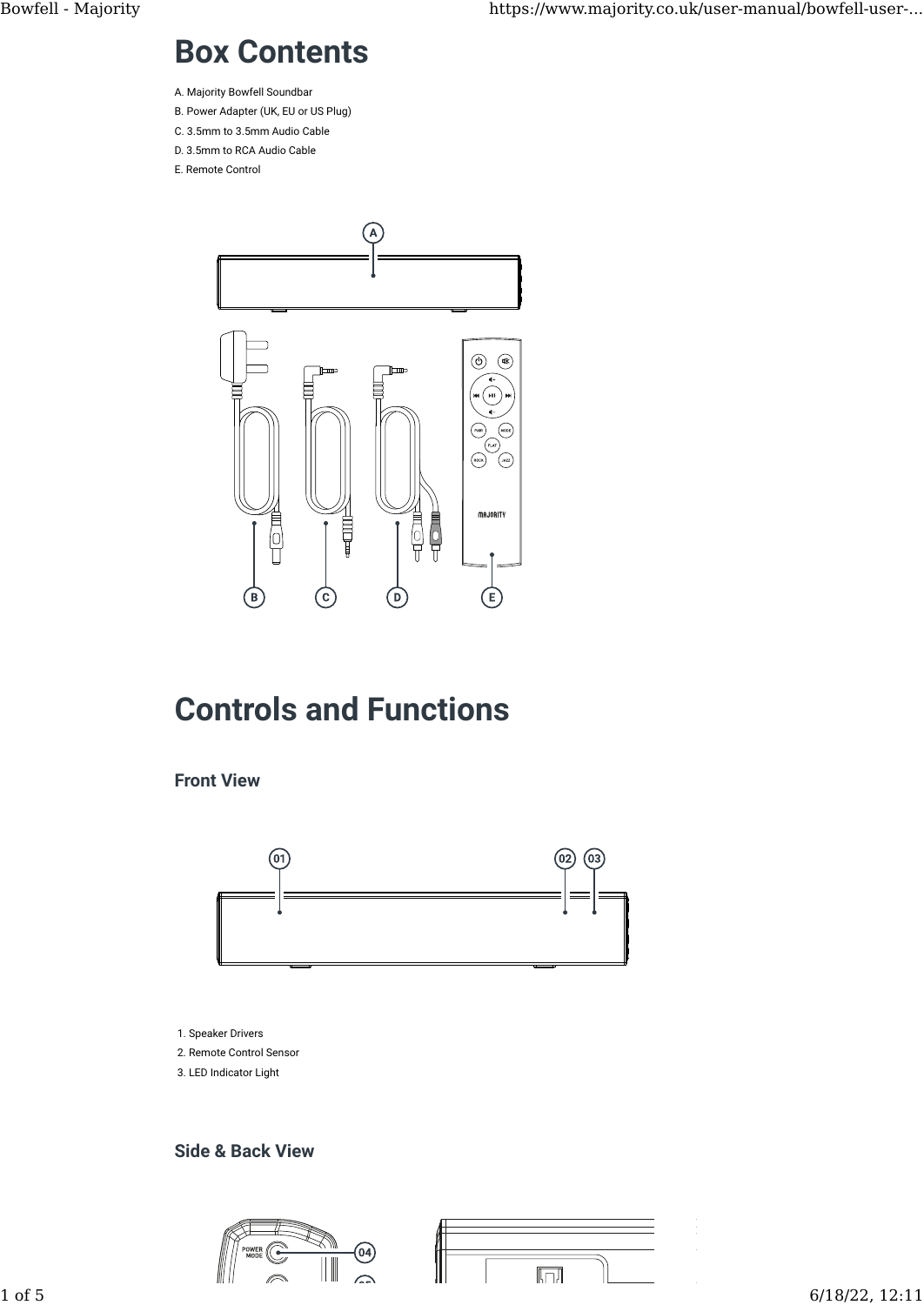# Box Contents

A. Majority Bowfell Soundbar
B. Power Adapter (UK, EU or US Plug)
C. 3.5mm to 3.5mm Audio Cable
D. 3.5mm to RCA Audio Cable
E. Remote Control

# Controls and Functions

## Front View

1. Speaker Drivers
2. Remote Control Sensor
3. LED Indicator Light

## Side & Back View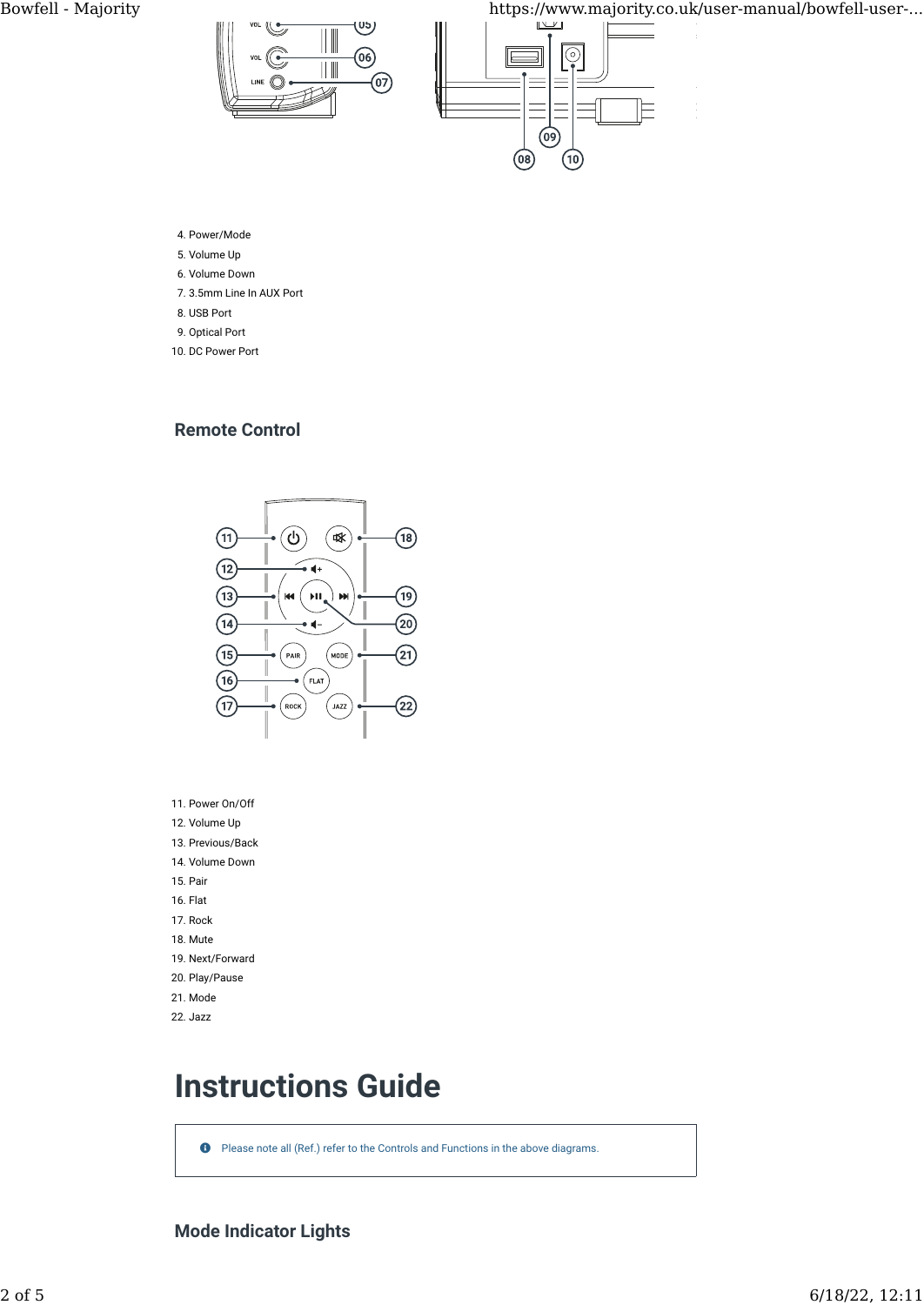4. Power/Mode
5. Volume Up
6. Volume Down
7. 3.5mm Line In AUX Port
8. USB Port
9. Optical Port
10. DC Power Port

### Remote Control

11. Power On/Off
12. Volume Up
13. Previous/Back
14. Volume Down
15. Pair
16. Flat
17. Rock
18. Mute
19. Next/Forward
20. Play/Pause
21. Mode
22. Jazz

# Instructions Guide

Please note all (Ref.) refer to the Controls and Functions in the above diagrams.

### Mode Indicator Lights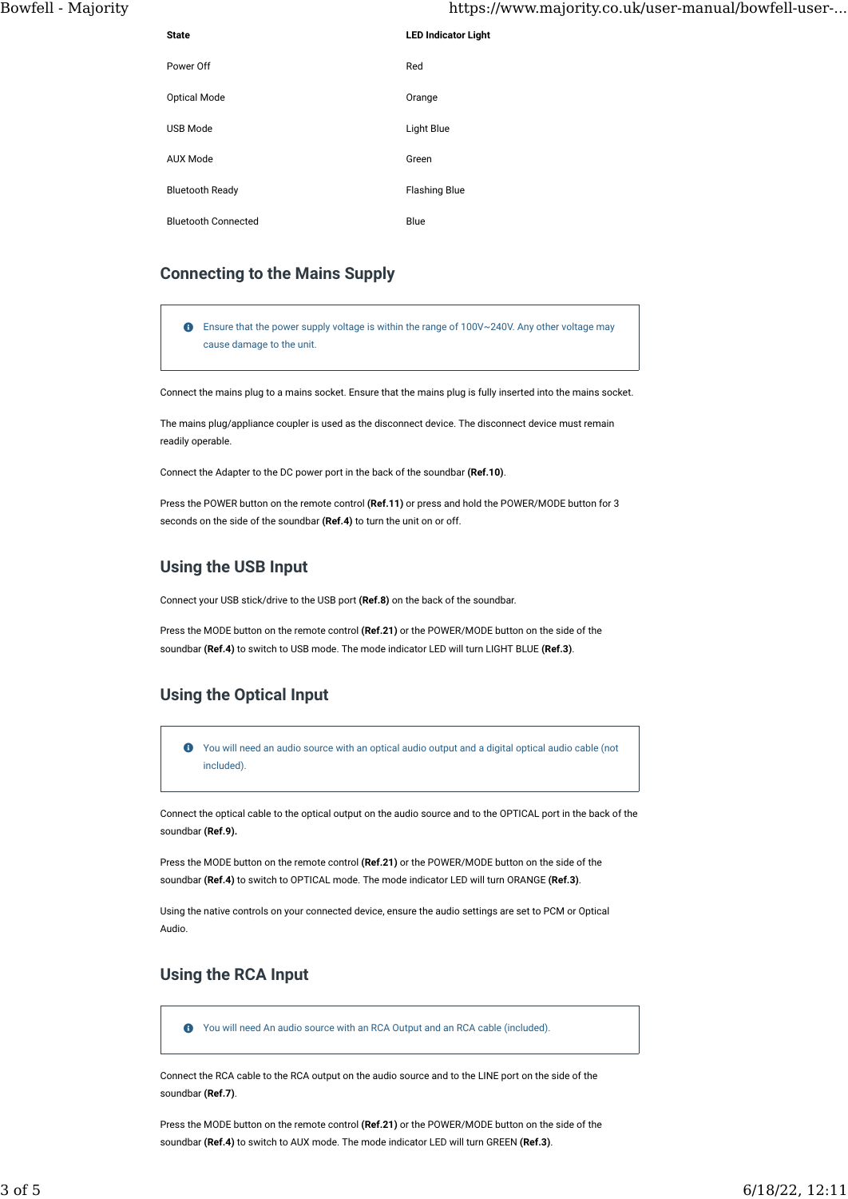| State | LED Indicator Light |
|---|---|
| Power Off | Red |
| Optical Mode | Orange |
| USB Mode | Light Blue |
| AUX Mode | Green |
| Bluetooth Ready | Flashing Blue |
| Bluetooth Connected | Blue |

## Connecting to the Mains Supply

> Ensure that the power supply voltage is within the range of 100V~240V. Any other voltage may cause damage to the unit.

Connect the mains plug to a mains socket. Ensure that the mains plug is fully inserted into the mains socket.

The mains plug/appliance coupler is used as the disconnect device. The disconnect device must remain readily operable.

Connect the Adapter to the DC power port in the back of the soundbar **(Ref.10)**.

Press the POWER button on the remote control **(Ref.11)** or press and hold the POWER/MODE button for 3 seconds on the side of the soundbar **(Ref.4)** to turn the unit on or off.

## Using the USB Input

Connect your USB stick/drive to the USB port **(Ref.8)** on the back of the soundbar.

Press the MODE button on the remote control **(Ref.21)** or the POWER/MODE button on the side of the soundbar **(Ref.4)** to switch to USB mode. The mode indicator LED will turn LIGHT BLUE **(Ref.3)**.

## Using the Optical Input

> You will need an audio source with an optical audio output and a digital optical audio cable (not included).

Connect the optical cable to the optical output on the audio source and to the OPTICAL port in the back of the soundbar **(Ref.9).**

Press the MODE button on the remote control **(Ref.21)** or the POWER/MODE button on the side of the soundbar **(Ref.4)** to switch to OPTICAL mode. The mode indicator LED will turn ORANGE **(Ref.3)**.

Using the native controls on your connected device, ensure the audio settings are set to PCM or Optical Audio.

## Using the RCA Input

> You will need An audio source with an RCA Output and an RCA cable (included).

Connect the RCA cable to the RCA output on the audio source and to the LINE port on the side of the soundbar **(Ref.7)**.

Press the MODE button on the remote control **(Ref.21)** or the POWER/MODE button on the side of the soundbar **(Ref.4)** to switch to AUX mode. The mode indicator LED will turn GREEN **(Ref.3)**.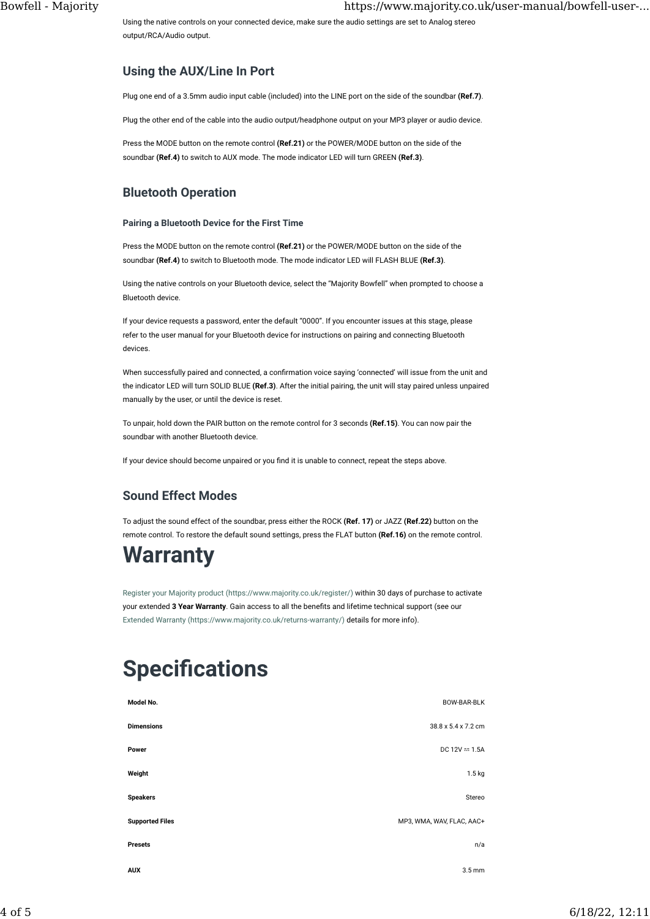Using the native controls on your connected device, make sure the audio settings are set to Analog stereo output/RCA/Audio output.

## Using the AUX/Line In Port

Plug one end of a 3.5mm audio input cable (included) into the LINE port on the side of the soundbar **(Ref.7)**.

Plug the other end of the cable into the audio output/headphone output on your MP3 player or audio device.

Press the MODE button on the remote control **(Ref.21)** or the POWER/MODE button on the side of the soundbar **(Ref.4)** to switch to AUX mode. The mode indicator LED will turn GREEN **(Ref.3)**.

## Bluetooth Operation

### Pairing a Bluetooth Device for the First Time

Press the MODE button on the remote control **(Ref.21)** or the POWER/MODE button on the side of the soundbar **(Ref.4)** to switch to Bluetooth mode. The mode indicator LED will FLASH BLUE **(Ref.3)**.

Using the native controls on your Bluetooth device, select the "Majority Bowfell" when prompted to choose a Bluetooth device.

If your device requests a password, enter the default "0000". If you encounter issues at this stage, please refer to the user manual for your Bluetooth device for instructions on pairing and connecting Bluetooth devices.

When successfully paired and connected, a confirmation voice saying 'connected' will issue from the unit and the indicator LED will turn SOLID BLUE **(Ref.3)**. After the initial pairing, the unit will stay paired unless unpaired manually by the user, or until the device is reset.

To unpair, hold down the PAIR button on the remote control for 3 seconds **(Ref.15)**. You can now pair the soundbar with another Bluetooth device.

If your device should become unpaired or you find it is unable to connect, repeat the steps above.

## Sound Effect Modes

To adjust the sound effect of the soundbar, press either the ROCK **(Ref. 17)** or JAZZ **(Ref.22)** button on the remote control. To restore the default sound settings, press the FLAT button **(Ref.16)** on the remote control.

# Warranty

Register your Majority product (https://www.majority.co.uk/register/) within 30 days of purchase to activate your extended **3 Year Warranty**. Gain access to all the benefits and lifetime technical support (see our Extended Warranty (https://www.majority.co.uk/returns-warranty/) details for more info).

# Specifications

| | |
|---|---|
| **Model No.** | BOW-BAR-BLK |
| **Dimensions** | 38.8 x 5.4 x 7.2 cm |
| **Power** | DC 12V ⎓ 1.5A |
| **Weight** | 1.5 kg |
| **Speakers** | Stereo |
| **Supported Files** | MP3, WMA, WAV, FLAC, AAC+ |
| **Presets** | n/a |
| **AUX** | 3.5 mm |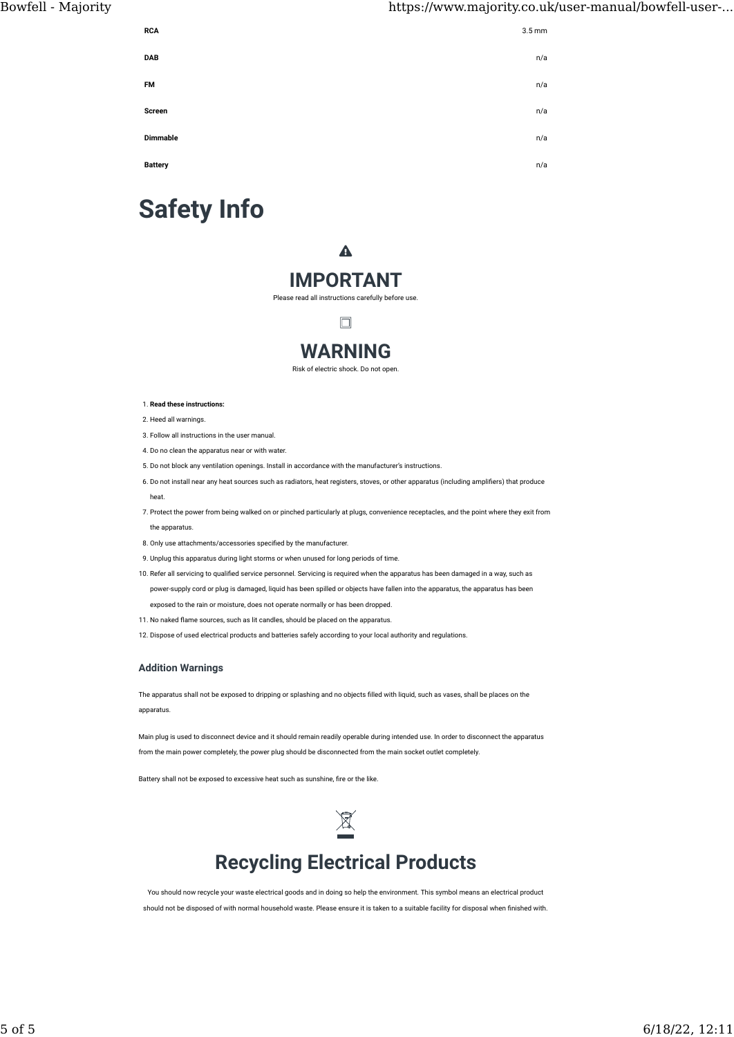| | |
|---|---|
| **RCA** | 3.5 mm |
| **DAB** | n/a |
| **FM** | n/a |
| **Screen** | n/a |
| **Dimmable** | n/a |
| **Battery** | n/a |

# Safety Info

## IMPORTANT

Please read all instructions carefully before use.

## WARNING

Risk of electric shock. Do not open.

1. **Read these instructions:**
2. Heed all warnings.
3. Follow all instructions in the user manual.
4. Do no clean the apparatus near or with water.
5. Do not block any ventilation openings. Install in accordance with the manufacturer's instructions.
6. Do not install near any heat sources such as radiators, heat registers, stoves, or other apparatus (including amplifiers) that produce heat.
7. Protect the power from being walked on or pinched particularly at plugs, convenience receptacles, and the point where they exit from the apparatus.
8. Only use attachments/accessories specified by the manufacturer.
9. Unplug this apparatus during light storms or when unused for long periods of time.
10. Refer all servicing to qualified service personnel. Servicing is required when the apparatus has been damaged in a way, such as power-supply cord or plug is damaged, liquid has been spilled or objects have fallen into the apparatus, the apparatus has been exposed to the rain or moisture, does not operate normally or has been dropped.
11. No naked flame sources, such as lit candles, should be placed on the apparatus.
12. Dispose of used electrical products and batteries safely according to your local authority and regulations.

### Addition Warnings

The apparatus shall not be exposed to dripping or splashing and no objects filled with liquid, such as vases, shall be places on the apparatus.

Main plug is used to disconnect device and it should remain readily operable during intended use. In order to disconnect the apparatus from the main power completely, the power plug should be disconnected from the main socket outlet completely.

Battery shall not be exposed to excessive heat such as sunshine, fire or the like.

## Recycling Electrical Products

You should now recycle your waste electrical goods and in doing so help the environment. This symbol means an electrical product should not be disposed of with normal household waste. Please ensure it is taken to a suitable facility for disposal when finished with.